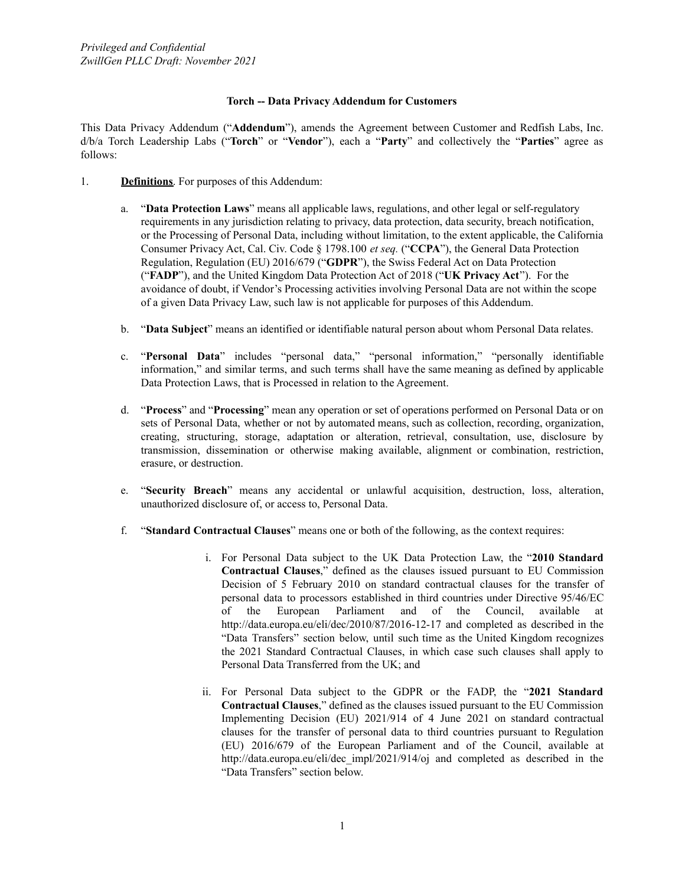*Privileged and Confidential*
*ZwillGen PLLC Draft: November 2021*

**Torch -- Data Privacy Addendum for Customers**

This Data Privacy Addendum ("**Addendum**"), amends the Agreement between Customer and Redfish Labs, Inc. d/b/a Torch Leadership Labs ("**Torch**" or "**Vendor**"), each a "**Party**" and collectively the "**Parties**" agree as follows:

1. **Definitions**. For purposes of this Addendum:

    a. "**Data Protection Laws**" means all applicable laws, regulations, and other legal or self-regulatory requirements in any jurisdiction relating to privacy, data protection, data security, breach notification, or the Processing of Personal Data, including without limitation, to the extent applicable, the California Consumer Privacy Act, Cal. Civ. Code § 1798.100 *et seq.* ("**CCPA**"), the General Data Protection Regulation, Regulation (EU) 2016/679 ("**GDPR**"), the Swiss Federal Act on Data Protection ("**FADP**"), and the United Kingdom Data Protection Act of 2018 ("**UK Privacy Act**"). For the avoidance of doubt, if Vendor's Processing activities involving Personal Data are not within the scope of a given Data Privacy Law, such law is not applicable for purposes of this Addendum.

    b. "**Data Subject**" means an identified or identifiable natural person about whom Personal Data relates.

    c. "**Personal Data**" includes "personal data," "personal information," "personally identifiable information," and similar terms, and such terms shall have the same meaning as defined by applicable Data Protection Laws, that is Processed in relation to the Agreement.

    d. "**Process**" and "**Processing**" mean any operation or set of operations performed on Personal Data or on sets of Personal Data, whether or not by automated means, such as collection, recording, organization, creating, structuring, storage, adaptation or alteration, retrieval, consultation, use, disclosure by transmission, dissemination or otherwise making available, alignment or combination, restriction, erasure, or destruction.

    e. "**Security Breach**" means any accidental or unlawful acquisition, destruction, loss, alteration, unauthorized disclosure of, or access to, Personal Data.

    f. "**Standard Contractual Clauses**" means one or both of the following, as the context requires:

        i. For Personal Data subject to the UK Data Protection Law, the "**2010 Standard Contractual Clauses**," defined as the clauses issued pursuant to EU Commission Decision of 5 February 2010 on standard contractual clauses for the transfer of personal data to processors established in third countries under Directive 95/46/EC of the European Parliament and of the Council, available at http://data.europa.eu/eli/dec/2010/87/2016-12-17 and completed as described in the "Data Transfers" section below, until such time as the United Kingdom recognizes the 2021 Standard Contractual Clauses, in which case such clauses shall apply to Personal Data Transferred from the UK; and

        ii. For Personal Data subject to the GDPR or the FADP, the "**2021 Standard Contractual Clauses**," defined as the clauses issued pursuant to the EU Commission Implementing Decision (EU) 2021/914 of 4 June 2021 on standard contractual clauses for the transfer of personal data to third countries pursuant to Regulation (EU) 2016/679 of the European Parliament and of the Council, available at http://data.europa.eu/eli/dec_impl/2021/914/oj and completed as described in the "Data Transfers" section below.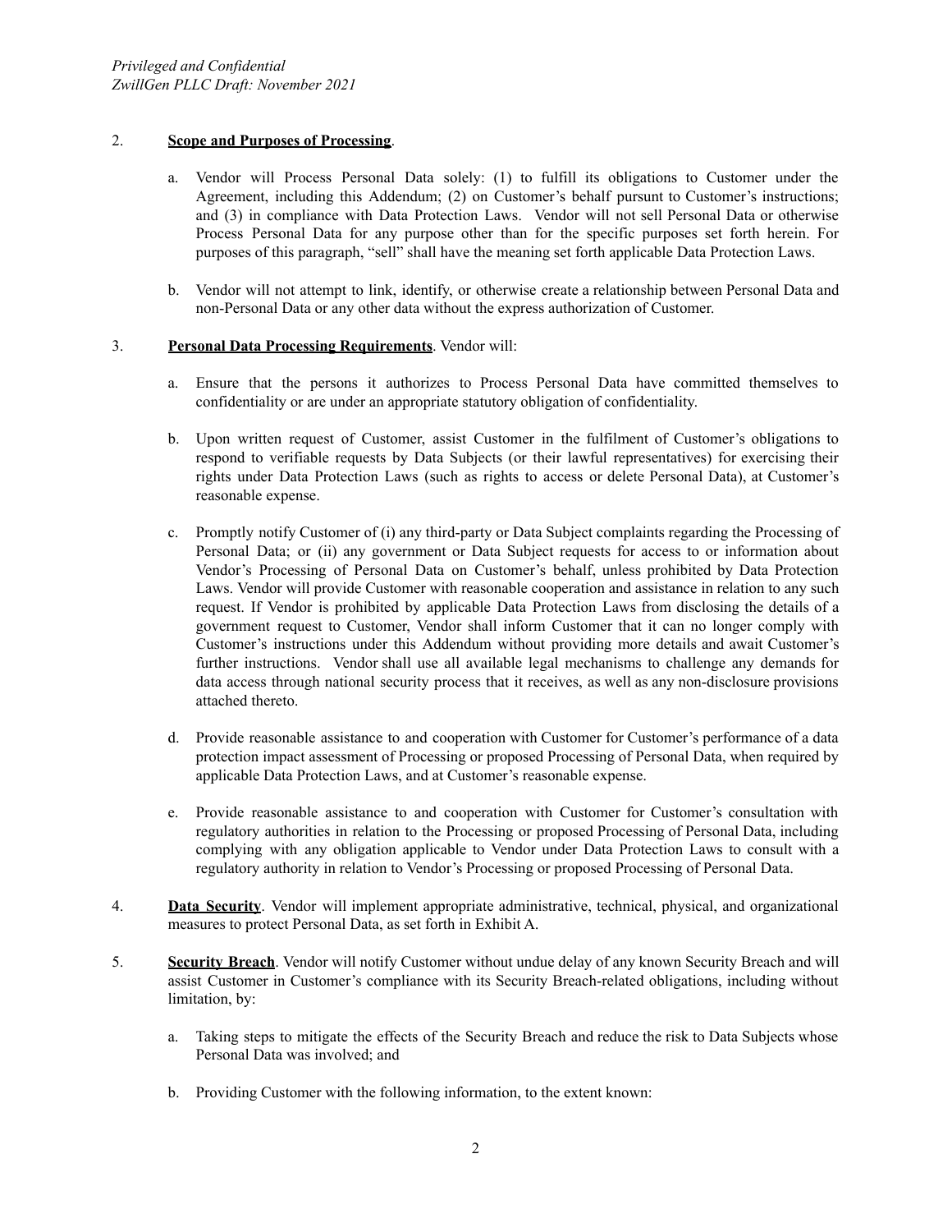2. **Scope and Purposes of Processing**.

   a. Vendor will Process Personal Data solely: (1) to fulfill its obligations to Customer under the Agreement, including this Addendum; (2) on Customer's behalf pursuant to Customer's instructions; and (3) in compliance with Data Protection Laws. Vendor will not sell Personal Data or otherwise Process Personal Data for any purpose other than for the specific purposes set forth herein. For purposes of this paragraph, "sell" shall have the meaning set forth applicable Data Protection Laws.

   b. Vendor will not attempt to link, identify, or otherwise create a relationship between Personal Data and non-Personal Data or any other data without the express authorization of Customer.

3. **Personal Data Processing Requirements**. Vendor will:

   a. Ensure that the persons it authorizes to Process Personal Data have committed themselves to confidentiality or are under an appropriate statutory obligation of confidentiality.

   b. Upon written request of Customer, assist Customer in the fulfilment of Customer's obligations to respond to verifiable requests by Data Subjects (or their lawful representatives) for exercising their rights under Data Protection Laws (such as rights to access or delete Personal Data), at Customer's reasonable expense.

   c. Promptly notify Customer of (i) any third-party or Data Subject complaints regarding the Processing of Personal Data; or (ii) any government or Data Subject requests for access to or information about Vendor's Processing of Personal Data on Customer's behalf, unless prohibited by Data Protection Laws. Vendor will provide Customer with reasonable cooperation and assistance in relation to any such request. If Vendor is prohibited by applicable Data Protection Laws from disclosing the details of a government request to Customer, Vendor shall inform Customer that it can no longer comply with Customer's instructions under this Addendum without providing more details and await Customer's further instructions. Vendor shall use all available legal mechanisms to challenge any demands for data access through national security process that it receives, as well as any non-disclosure provisions attached thereto.

   d. Provide reasonable assistance to and cooperation with Customer for Customer's performance of a data protection impact assessment of Processing or proposed Processing of Personal Data, when required by applicable Data Protection Laws, and at Customer's reasonable expense.

   e. Provide reasonable assistance to and cooperation with Customer for Customer's consultation with regulatory authorities in relation to the Processing or proposed Processing of Personal Data, including complying with any obligation applicable to Vendor under Data Protection Laws to consult with a regulatory authority in relation to Vendor's Processing or proposed Processing of Personal Data.

4. **Data Security**. Vendor will implement appropriate administrative, technical, physical, and organizational measures to protect Personal Data, as set forth in Exhibit A.

5. **Security Breach**. Vendor will notify Customer without undue delay of any known Security Breach and will assist Customer in Customer's compliance with its Security Breach-related obligations, including without limitation, by:

   a. Taking steps to mitigate the effects of the Security Breach and reduce the risk to Data Subjects whose Personal Data was involved; and

   b. Providing Customer with the following information, to the extent known: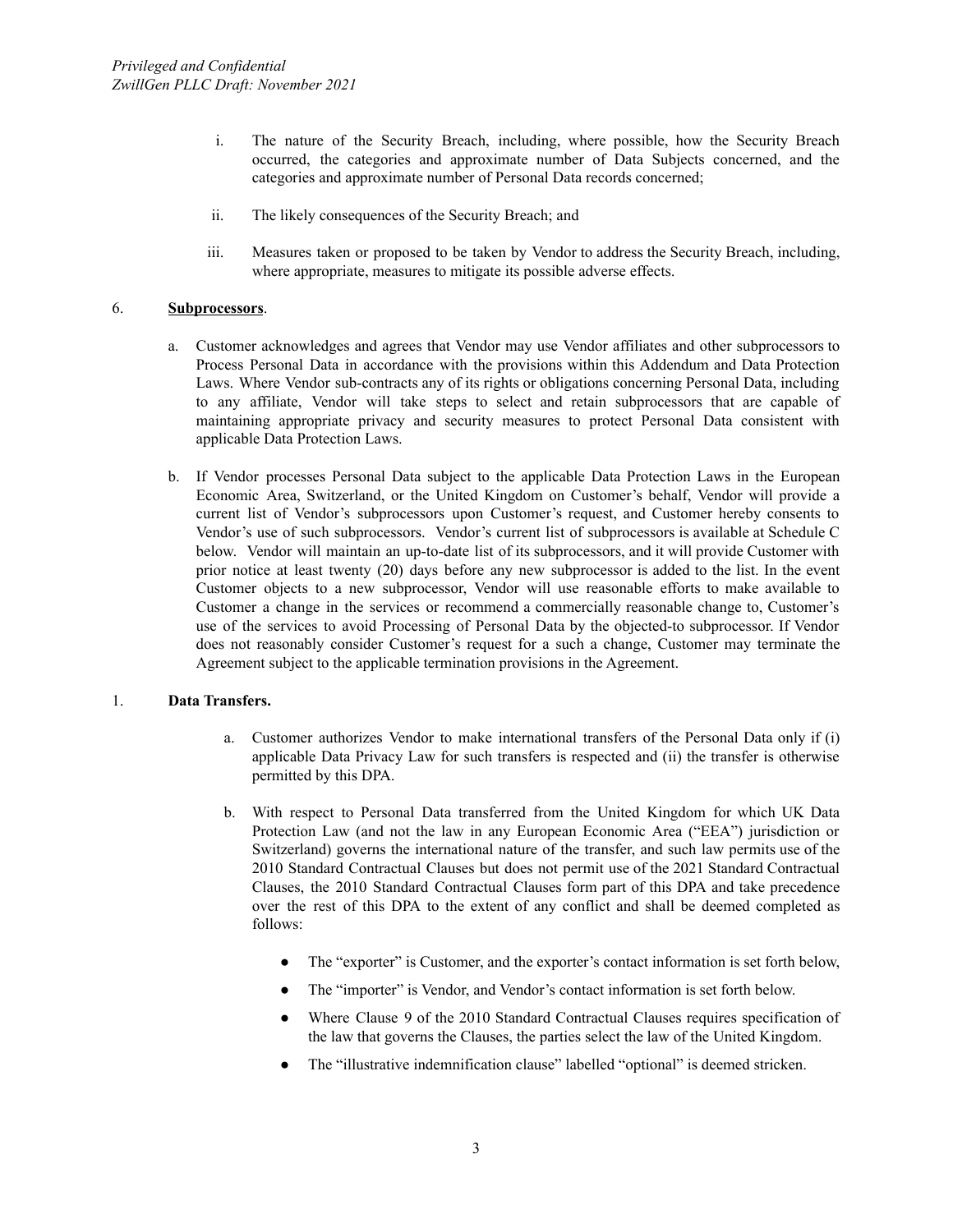i. The nature of the Security Breach, including, where possible, how the Security Breach occurred, the categories and approximate number of Data Subjects concerned, and the categories and approximate number of Personal Data records concerned;

ii. The likely consequences of the Security Breach; and

iii. Measures taken or proposed to be taken by Vendor to address the Security Breach, including, where appropriate, measures to mitigate its possible adverse effects.

6. **Subprocessors**.

a. Customer acknowledges and agrees that Vendor may use Vendor affiliates and other subprocessors to Process Personal Data in accordance with the provisions within this Addendum and Data Protection Laws. Where Vendor sub-contracts any of its rights or obligations concerning Personal Data, including to any affiliate, Vendor will take steps to select and retain subprocessors that are capable of maintaining appropriate privacy and security measures to protect Personal Data consistent with applicable Data Protection Laws.

b. If Vendor processes Personal Data subject to the applicable Data Protection Laws in the European Economic Area, Switzerland, or the United Kingdom on Customer's behalf, Vendor will provide a current list of Vendor's subprocessors upon Customer's request, and Customer hereby consents to Vendor's use of such subprocessors. Vendor's current list of subprocessors is available at Schedule C below. Vendor will maintain an up-to-date list of its subprocessors, and it will provide Customer with prior notice at least twenty (20) days before any new subprocessor is added to the list. In the event Customer objects to a new subprocessor, Vendor will use reasonable efforts to make available to Customer a change in the services or recommend a commercially reasonable change to, Customer's use of the services to avoid Processing of Personal Data by the objected-to subprocessor. If Vendor does not reasonably consider Customer's request for a such a change, Customer may terminate the Agreement subject to the applicable termination provisions in the Agreement.

1. **Data Transfers.**

a. Customer authorizes Vendor to make international transfers of the Personal Data only if (i) applicable Data Privacy Law for such transfers is respected and (ii) the transfer is otherwise permitted by this DPA.

b. With respect to Personal Data transferred from the United Kingdom for which UK Data Protection Law (and not the law in any European Economic Area ("EEA") jurisdiction or Switzerland) governs the international nature of the transfer, and such law permits use of the 2010 Standard Contractual Clauses but does not permit use of the 2021 Standard Contractual Clauses, the 2010 Standard Contractual Clauses form part of this DPA and take precedence over the rest of this DPA to the extent of any conflict and shall be deemed completed as follows:

- The "exporter" is Customer, and the exporter's contact information is set forth below,
- The "importer" is Vendor, and Vendor's contact information is set forth below.
- Where Clause 9 of the 2010 Standard Contractual Clauses requires specification of the law that governs the Clauses, the parties select the law of the United Kingdom.
- The "illustrative indemnification clause" labelled "optional" is deemed stricken.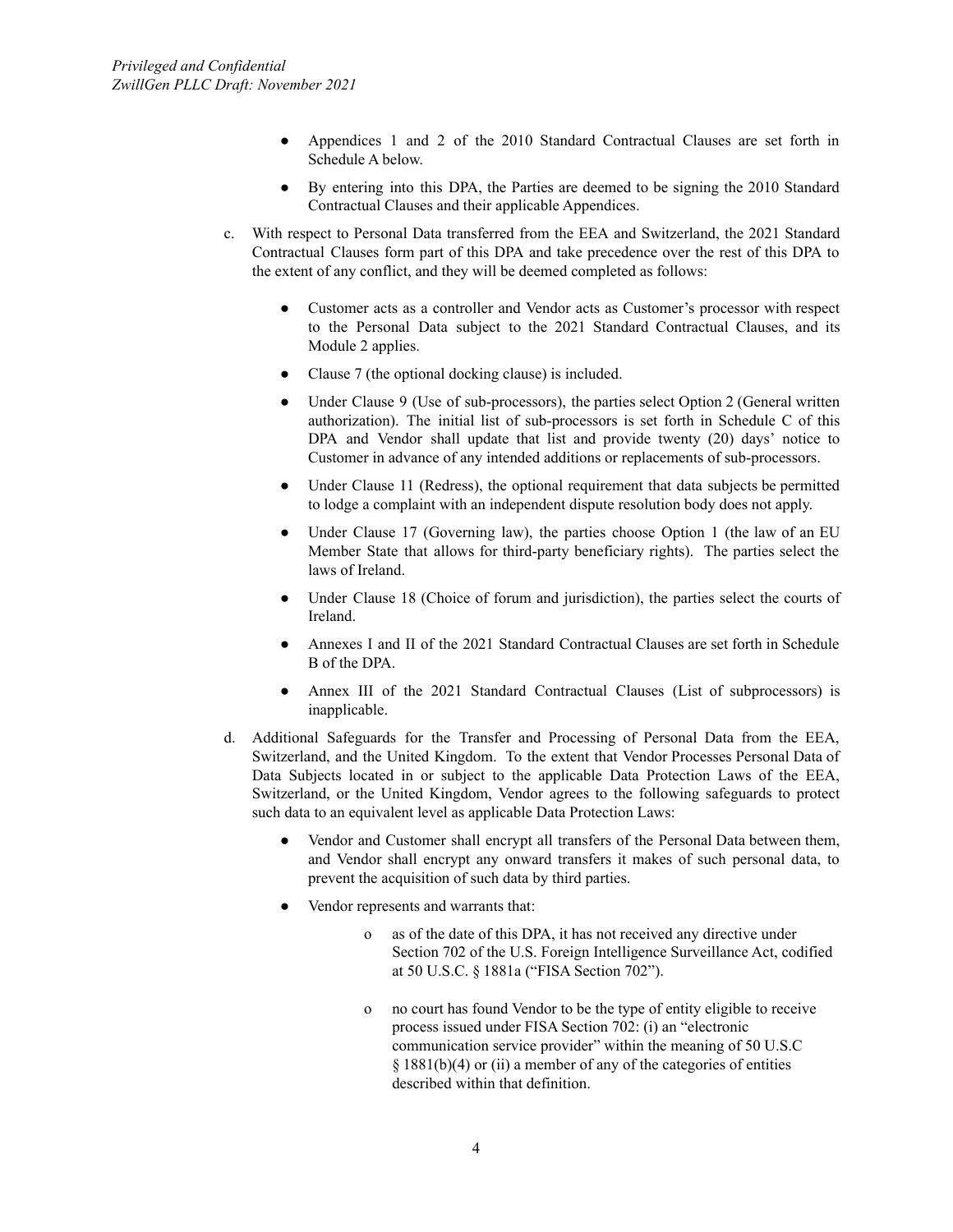- Appendices 1 and 2 of the 2010 Standard Contractual Clauses are set forth in Schedule A below.
- By entering into this DPA, the Parties are deemed to be signing the 2010 Standard Contractual Clauses and their applicable Appendices.

c. With respect to Personal Data transferred from the EEA and Switzerland, the 2021 Standard Contractual Clauses form part of this DPA and take precedence over the rest of this DPA to the extent of any conflict, and they will be deemed completed as follows:

   - Customer acts as a controller and Vendor acts as Customer's processor with respect to the Personal Data subject to the 2021 Standard Contractual Clauses, and its Module 2 applies.
   - Clause 7 (the optional docking clause) is included.
   - Under Clause 9 (Use of sub-processors), the parties select Option 2 (General written authorization). The initial list of sub-processors is set forth in Schedule C of this DPA and Vendor shall update that list and provide twenty (20) days' notice to Customer in advance of any intended additions or replacements of sub-processors.
   - Under Clause 11 (Redress), the optional requirement that data subjects be permitted to lodge a complaint with an independent dispute resolution body does not apply.
   - Under Clause 17 (Governing law), the parties choose Option 1 (the law of an EU Member State that allows for third-party beneficiary rights). The parties select the laws of Ireland.
   - Under Clause 18 (Choice of forum and jurisdiction), the parties select the courts of Ireland.
   - Annexes I and II of the 2021 Standard Contractual Clauses are set forth in Schedule B of the DPA.
   - Annex III of the 2021 Standard Contractual Clauses (List of subprocessors) is inapplicable.

d. Additional Safeguards for the Transfer and Processing of Personal Data from the EEA, Switzerland, and the United Kingdom. To the extent that Vendor Processes Personal Data of Data Subjects located in or subject to the applicable Data Protection Laws of the EEA, Switzerland, or the United Kingdom, Vendor agrees to the following safeguards to protect such data to an equivalent level as applicable Data Protection Laws:

   - Vendor and Customer shall encrypt all transfers of the Personal Data between them, and Vendor shall encrypt any onward transfers it makes of such personal data, to prevent the acquisition of such data by third parties.
   - Vendor represents and warrants that:
     - as of the date of this DPA, it has not received any directive under Section 702 of the U.S. Foreign Intelligence Surveillance Act, codified at 50 U.S.C. § 1881a ("FISA Section 702").
     - no court has found Vendor to be the type of entity eligible to receive process issued under FISA Section 702: (i) an "electronic communication service provider" within the meaning of 50 U.S.C § 1881(b)(4) or (ii) a member of any of the categories of entities described within that definition.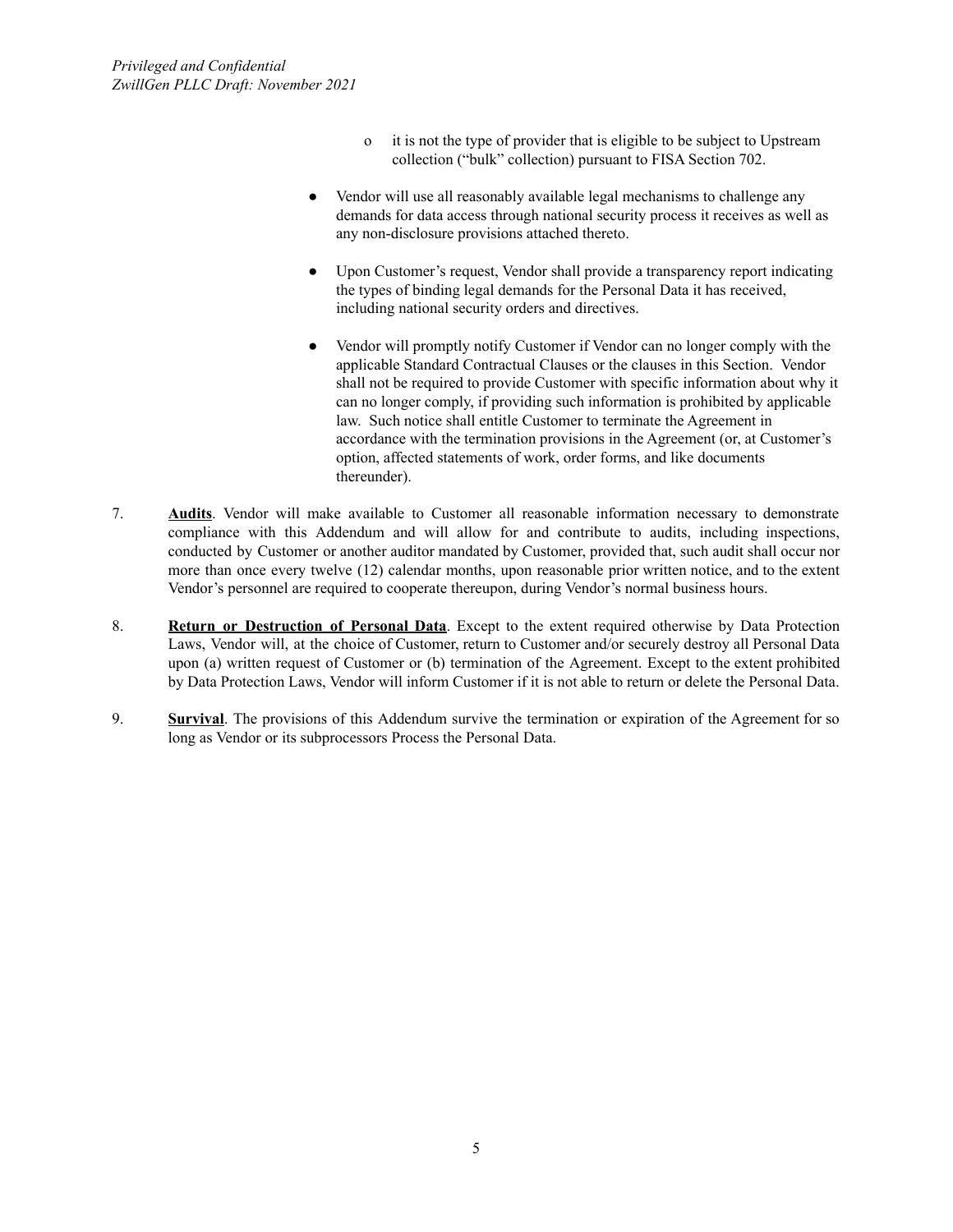- it is not the type of provider that is eligible to be subject to Upstream collection ("bulk" collection) pursuant to FISA Section 702.

- Vendor will use all reasonably available legal mechanisms to challenge any demands for data access through national security process it receives as well as any non-disclosure provisions attached thereto.

- Upon Customer's request, Vendor shall provide a transparency report indicating the types of binding legal demands for the Personal Data it has received, including national security orders and directives.

- Vendor will promptly notify Customer if Vendor can no longer comply with the applicable Standard Contractual Clauses or the clauses in this Section. Vendor shall not be required to provide Customer with specific information about why it can no longer comply, if providing such information is prohibited by applicable law. Such notice shall entitle Customer to terminate the Agreement in accordance with the termination provisions in the Agreement (or, at Customer's option, affected statements of work, order forms, and like documents thereunder).

7. **Audits**. Vendor will make available to Customer all reasonable information necessary to demonstrate compliance with this Addendum and will allow for and contribute to audits, including inspections, conducted by Customer or another auditor mandated by Customer, provided that, such audit shall occur nor more than once every twelve (12) calendar months, upon reasonable prior written notice, and to the extent Vendor's personnel are required to cooperate thereupon, during Vendor's normal business hours.

8. **Return or Destruction of Personal Data**. Except to the extent required otherwise by Data Protection Laws, Vendor will, at the choice of Customer, return to Customer and/or securely destroy all Personal Data upon (a) written request of Customer or (b) termination of the Agreement. Except to the extent prohibited by Data Protection Laws, Vendor will inform Customer if it is not able to return or delete the Personal Data.

9. **Survival**. The provisions of this Addendum survive the termination or expiration of the Agreement for so long as Vendor or its subprocessors Process the Personal Data.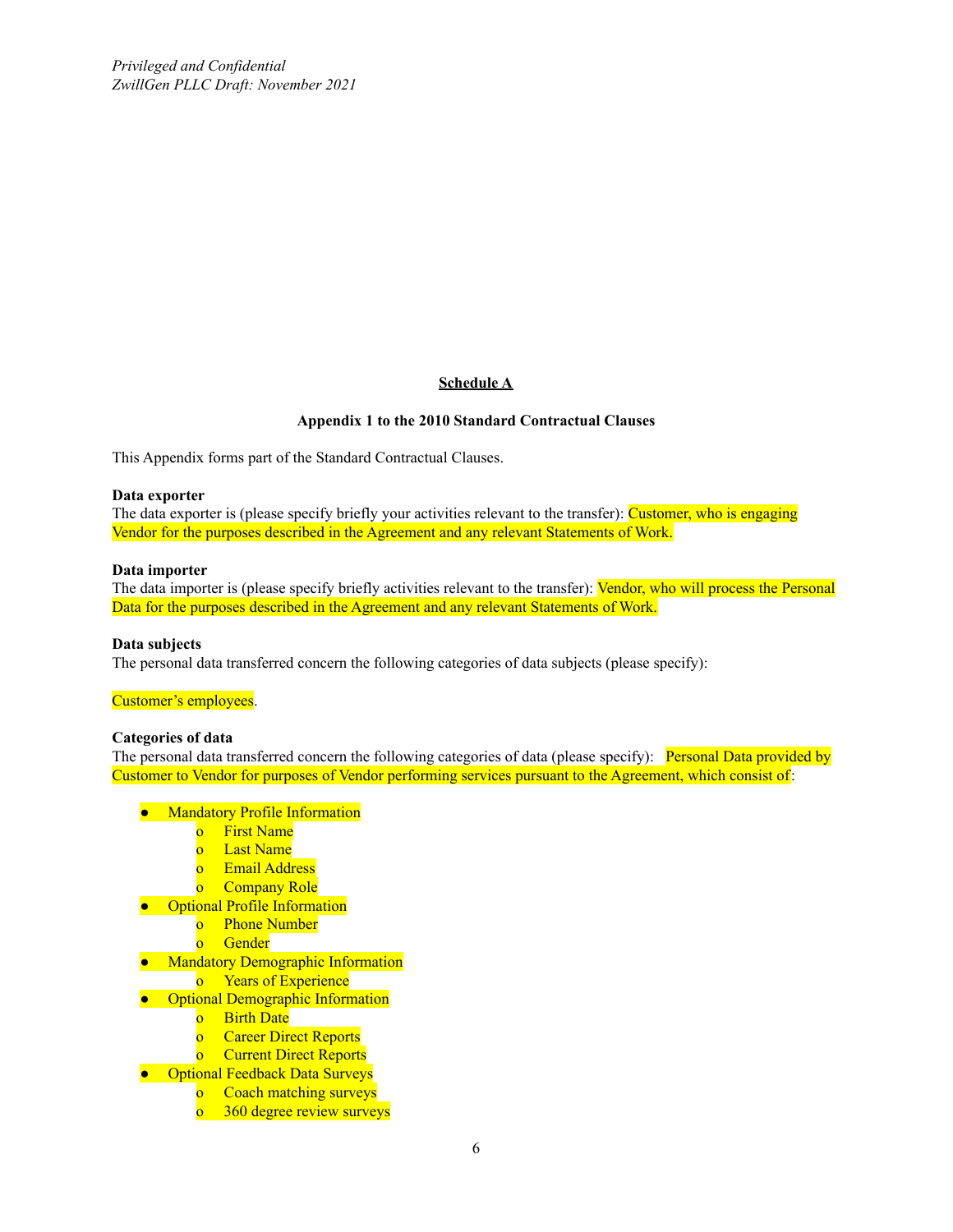*Privileged and Confidential*
*ZwillGen PLLC Draft: November 2021*

## Schedule A

### Appendix 1 to the 2010 Standard Contractual Clauses

This Appendix forms part of the Standard Contractual Clauses.

**Data exporter**
The data exporter is (please specify briefly your activities relevant to the transfer): Customer, who is engaging Vendor for the purposes described in the Agreement and any relevant Statements of Work.

**Data importer**
The data importer is (please specify briefly activities relevant to the transfer): Vendor, who will process the Personal Data for the purposes described in the Agreement and any relevant Statements of Work.

**Data subjects**
The personal data transferred concern the following categories of data subjects (please specify):

Customer's employees.

**Categories of data**
The personal data transferred concern the following categories of data (please specify): Personal Data provided by Customer to Vendor for purposes of Vendor performing services pursuant to the Agreement, which consist of:

- Mandatory Profile Information
  - First Name
  - Last Name
  - Email Address
  - Company Role
- Optional Profile Information
  - Phone Number
  - Gender
- Mandatory Demographic Information
  - Years of Experience
- Optional Demographic Information
  - Birth Date
  - Career Direct Reports
  - Current Direct Reports
- Optional Feedback Data Surveys
  - Coach matching surveys
  - 360 degree review surveys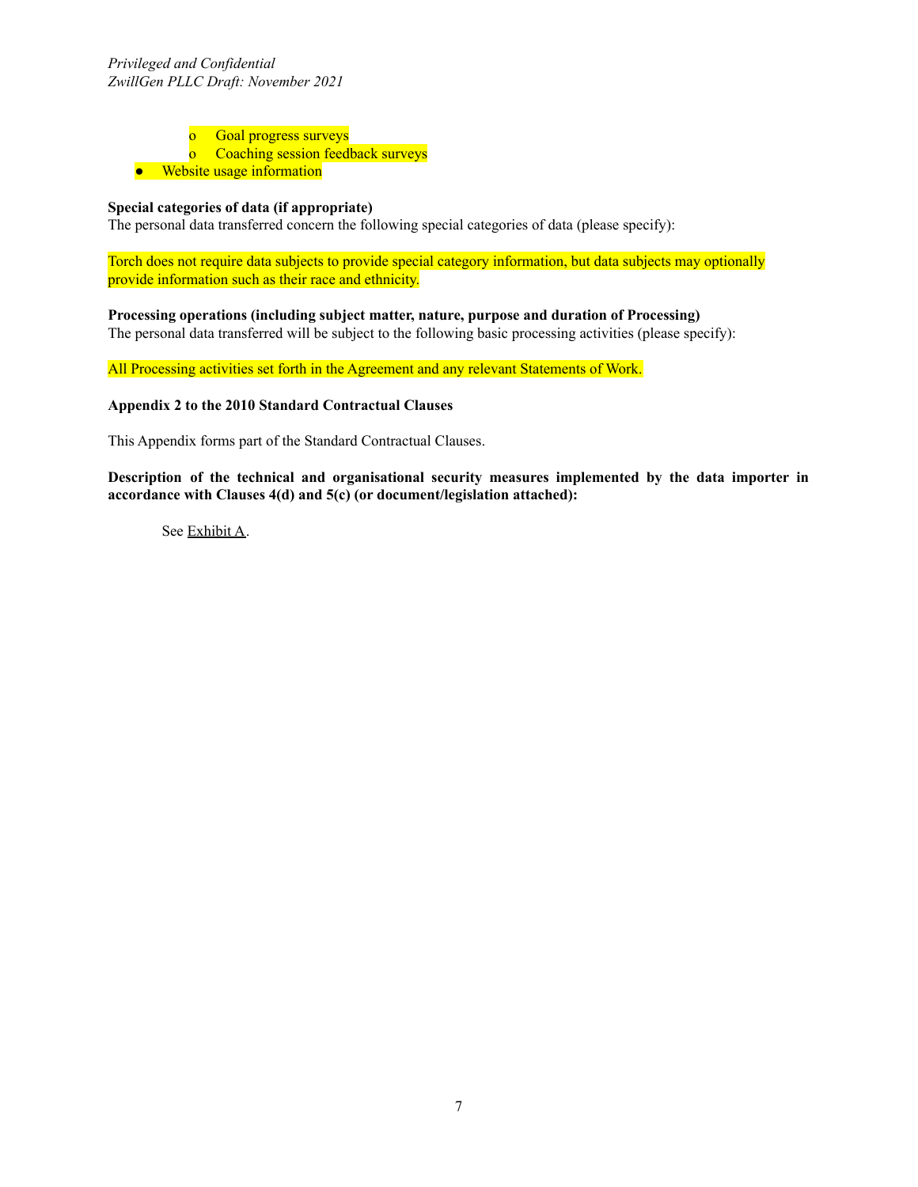- Goal progress surveys
  - Coaching session feedback surveys
- Website usage information

**Special categories of data (if appropriate)**
The personal data transferred concern the following special categories of data (please specify):

Torch does not require data subjects to provide special category information, but data subjects may optionally provide information such as their race and ethnicity.

**Processing operations (including subject matter, nature, purpose and duration of Processing)**
The personal data transferred will be subject to the following basic processing activities (please specify):

All Processing activities set forth in the Agreement and any relevant Statements of Work.

**Appendix 2 to the 2010 Standard Contractual Clauses**

This Appendix forms part of the Standard Contractual Clauses.

**Description of the technical and organisational security measures implemented by the data importer in accordance with Clauses 4(d) and 5(c) (or document/legislation attached):**

See Exhibit A.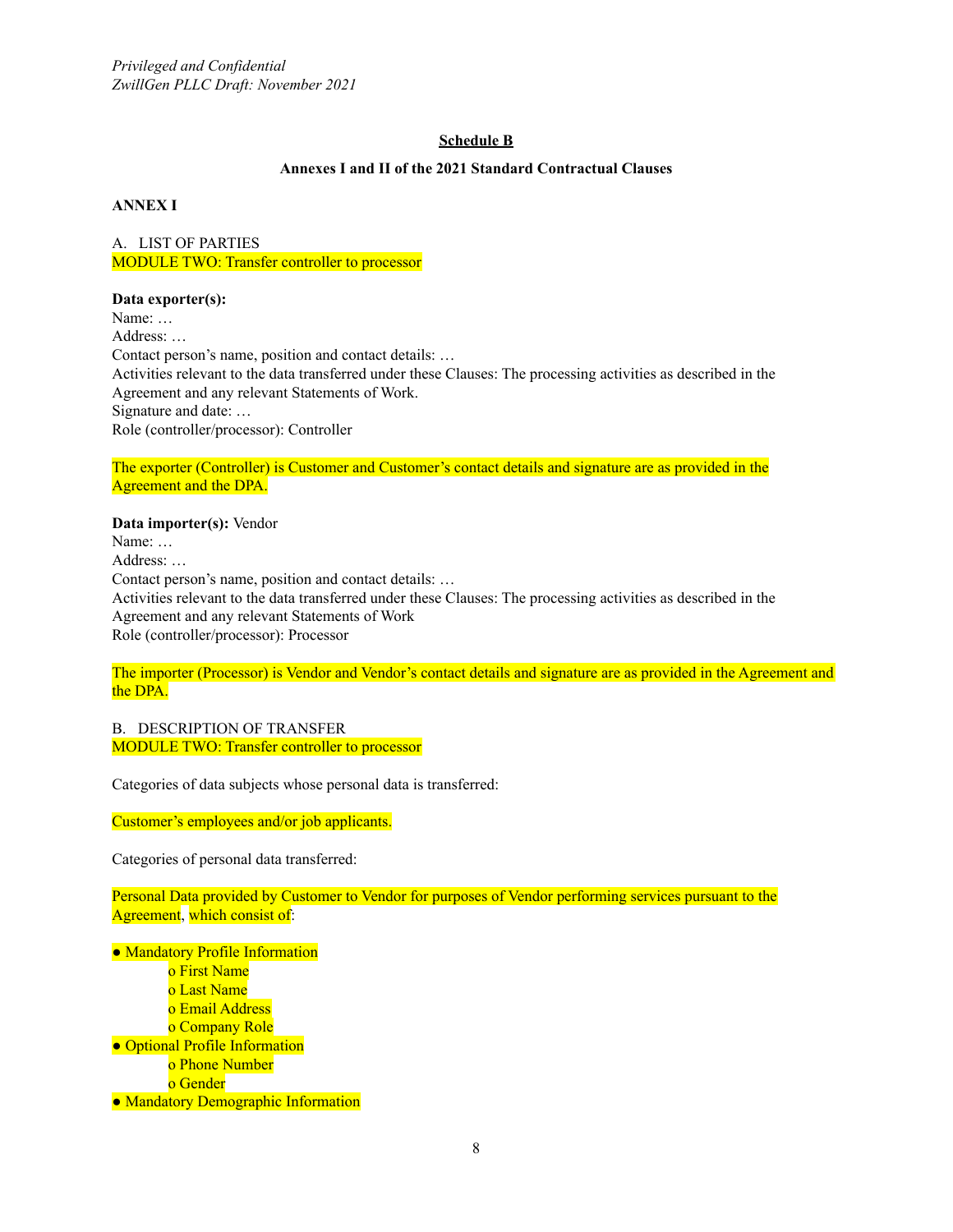*Privileged and Confidential*
*ZwillGen PLLC Draft: November 2021*

## Schedule B

### Annexes I and II of the 2021 Standard Contractual Clauses

**ANNEX I**

A. LIST OF PARTIES
MODULE TWO: Transfer controller to processor

**Data exporter(s):**
Name: …
Address: …
Contact person's name, position and contact details: …
Activities relevant to the data transferred under these Clauses: The processing activities as described in the Agreement and any relevant Statements of Work.
Signature and date: …
Role (controller/processor): Controller

The exporter (Controller) is Customer and Customer's contact details and signature are as provided in the Agreement and the DPA.

**Data importer(s):** Vendor
Name: …
Address: …
Contact person's name, position and contact details: …
Activities relevant to the data transferred under these Clauses: The processing activities as described in the Agreement and any relevant Statements of Work
Role (controller/processor): Processor

The importer (Processor) is Vendor and Vendor's contact details and signature are as provided in the Agreement and the DPA.

B. DESCRIPTION OF TRANSFER
MODULE TWO: Transfer controller to processor

Categories of data subjects whose personal data is transferred:

Customer's employees and/or job applicants.

Categories of personal data transferred:

Personal Data provided by Customer to Vendor for purposes of Vendor performing services pursuant to the Agreement, which consist of:

- Mandatory Profile Information
  - First Name
  - Last Name
  - Email Address
  - Company Role
- Optional Profile Information
  - Phone Number
  - Gender
- Mandatory Demographic Information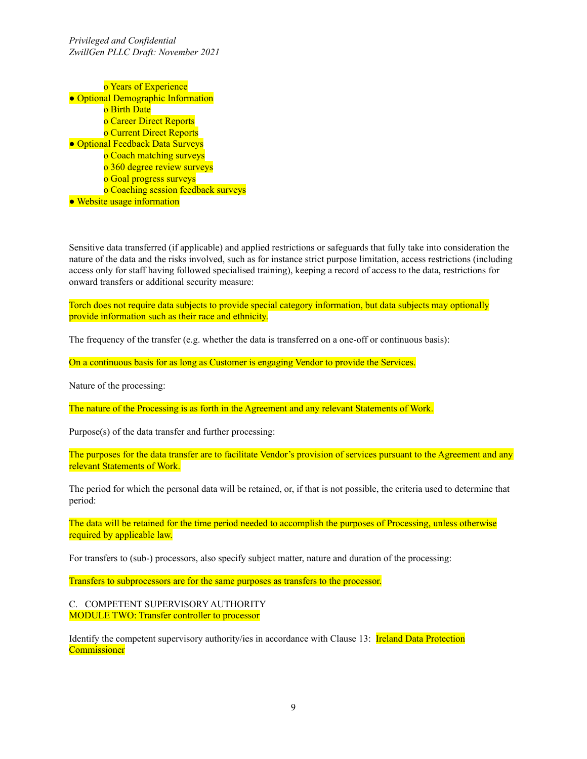- Years of Experience
- Optional Demographic Information
  - Birth Date
  - Career Direct Reports
  - Current Direct Reports
- Optional Feedback Data Surveys
  - Coach matching surveys
  - 360 degree review surveys
  - Goal progress surveys
  - Coaching session feedback surveys
- Website usage information

Sensitive data transferred (if applicable) and applied restrictions or safeguards that fully take into consideration the nature of the data and the risks involved, such as for instance strict purpose limitation, access restrictions (including access only for staff having followed specialised training), keeping a record of access to the data, restrictions for onward transfers or additional security measure:

Torch does not require data subjects to provide special category information, but data subjects may optionally provide information such as their race and ethnicity.

The frequency of the transfer (e.g. whether the data is transferred on a one-off or continuous basis):

On a continuous basis for as long as Customer is engaging Vendor to provide the Services.

Nature of the processing:

The nature of the Processing is as forth in the Agreement and any relevant Statements of Work.

Purpose(s) of the data transfer and further processing:

The purposes for the data transfer are to facilitate Vendor's provision of services pursuant to the Agreement and any relevant Statements of Work.

The period for which the personal data will be retained, or, if that is not possible, the criteria used to determine that period:

The data will be retained for the time period needed to accomplish the purposes of Processing, unless otherwise required by applicable law.

For transfers to (sub-) processors, also specify subject matter, nature and duration of the processing:

Transfers to subprocessors are for the same purposes as transfers to the processor.

C. COMPETENT SUPERVISORY AUTHORITY
MODULE TWO: Transfer controller to processor

Identify the competent supervisory authority/ies in accordance with Clause 13: Ireland Data Protection Commissioner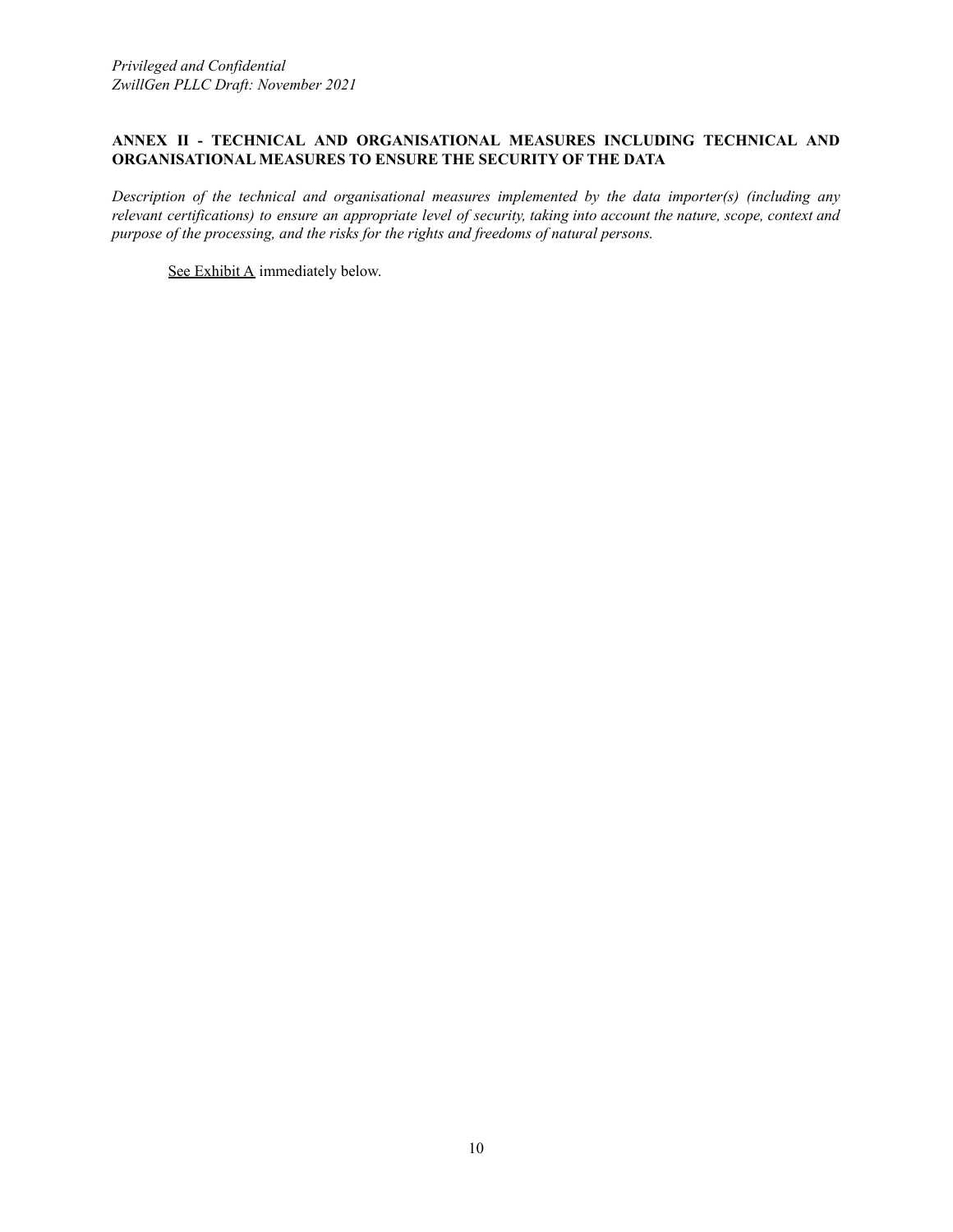**ANNEX II - TECHNICAL AND ORGANISATIONAL MEASURES INCLUDING TECHNICAL AND ORGANISATIONAL MEASURES TO ENSURE THE SECURITY OF THE DATA**

*Description of the technical and organisational measures implemented by the data importer(s) (including any relevant certifications) to ensure an appropriate level of security, taking into account the nature, scope, context and purpose of the processing, and the risks for the rights and freedoms of natural persons.*

See Exhibit A immediately below.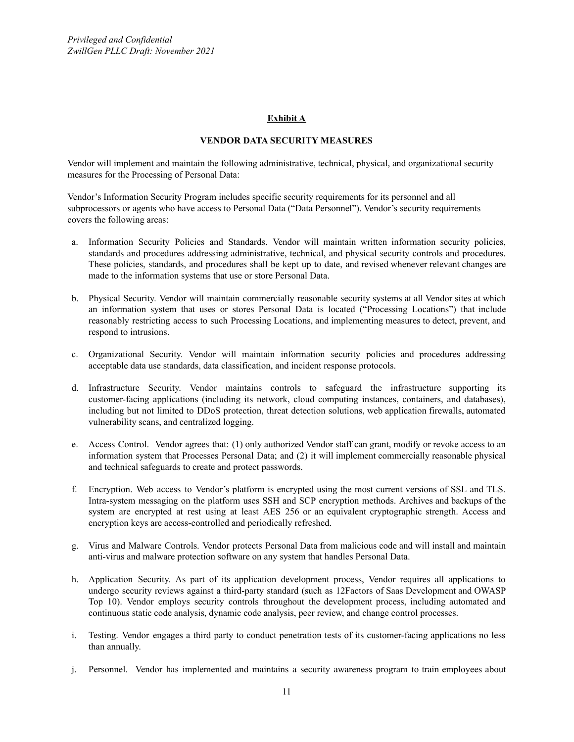## Exhibit A

### VENDOR DATA SECURITY MEASURES

Vendor will implement and maintain the following administrative, technical, physical, and organizational security measures for the Processing of Personal Data:

Vendor's Information Security Program includes specific security requirements for its personnel and all subprocessors or agents who have access to Personal Data ("Data Personnel"). Vendor's security requirements covers the following areas:

a. Information Security Policies and Standards. Vendor will maintain written information security policies, standards and procedures addressing administrative, technical, and physical security controls and procedures. These policies, standards, and procedures shall be kept up to date, and revised whenever relevant changes are made to the information systems that use or store Personal Data.

b. Physical Security. Vendor will maintain commercially reasonable security systems at all Vendor sites at which an information system that uses or stores Personal Data is located ("Processing Locations") that include reasonably restricting access to such Processing Locations, and implementing measures to detect, prevent, and respond to intrusions.

c. Organizational Security. Vendor will maintain information security policies and procedures addressing acceptable data use standards, data classification, and incident response protocols.

d. Infrastructure Security. Vendor maintains controls to safeguard the infrastructure supporting its customer-facing applications (including its network, cloud computing instances, containers, and databases), including but not limited to DDoS protection, threat detection solutions, web application firewalls, automated vulnerability scans, and centralized logging.

e. Access Control. Vendor agrees that: (1) only authorized Vendor staff can grant, modify or revoke access to an information system that Processes Personal Data; and (2) it will implement commercially reasonable physical and technical safeguards to create and protect passwords.

f. Encryption. Web access to Vendor's platform is encrypted using the most current versions of SSL and TLS. Intra-system messaging on the platform uses SSH and SCP encryption methods. Archives and backups of the system are encrypted at rest using at least AES 256 or an equivalent cryptographic strength. Access and encryption keys are access-controlled and periodically refreshed.

g. Virus and Malware Controls. Vendor protects Personal Data from malicious code and will install and maintain anti-virus and malware protection software on any system that handles Personal Data.

h. Application Security. As part of its application development process, Vendor requires all applications to undergo security reviews against a third-party standard (such as 12Factors of Saas Development and OWASP Top 10). Vendor employs security controls throughout the development process, including automated and continuous static code analysis, dynamic code analysis, peer review, and change control processes.

i. Testing. Vendor engages a third party to conduct penetration tests of its customer-facing applications no less than annually.

j. Personnel. Vendor has implemented and maintains a security awareness program to train employees about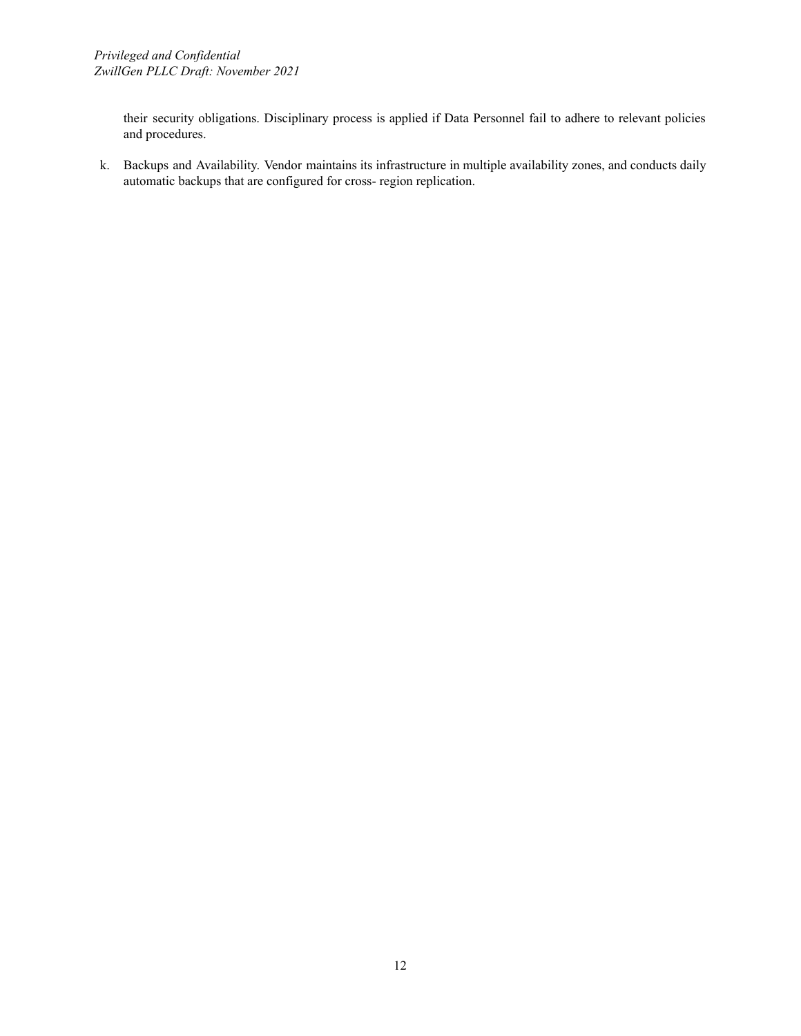their security obligations. Disciplinary process is applied if Data Personnel fail to adhere to relevant policies and procedures.

k. Backups and Availability. Vendor maintains its infrastructure in multiple availability zones, and conducts daily automatic backups that are configured for cross- region replication.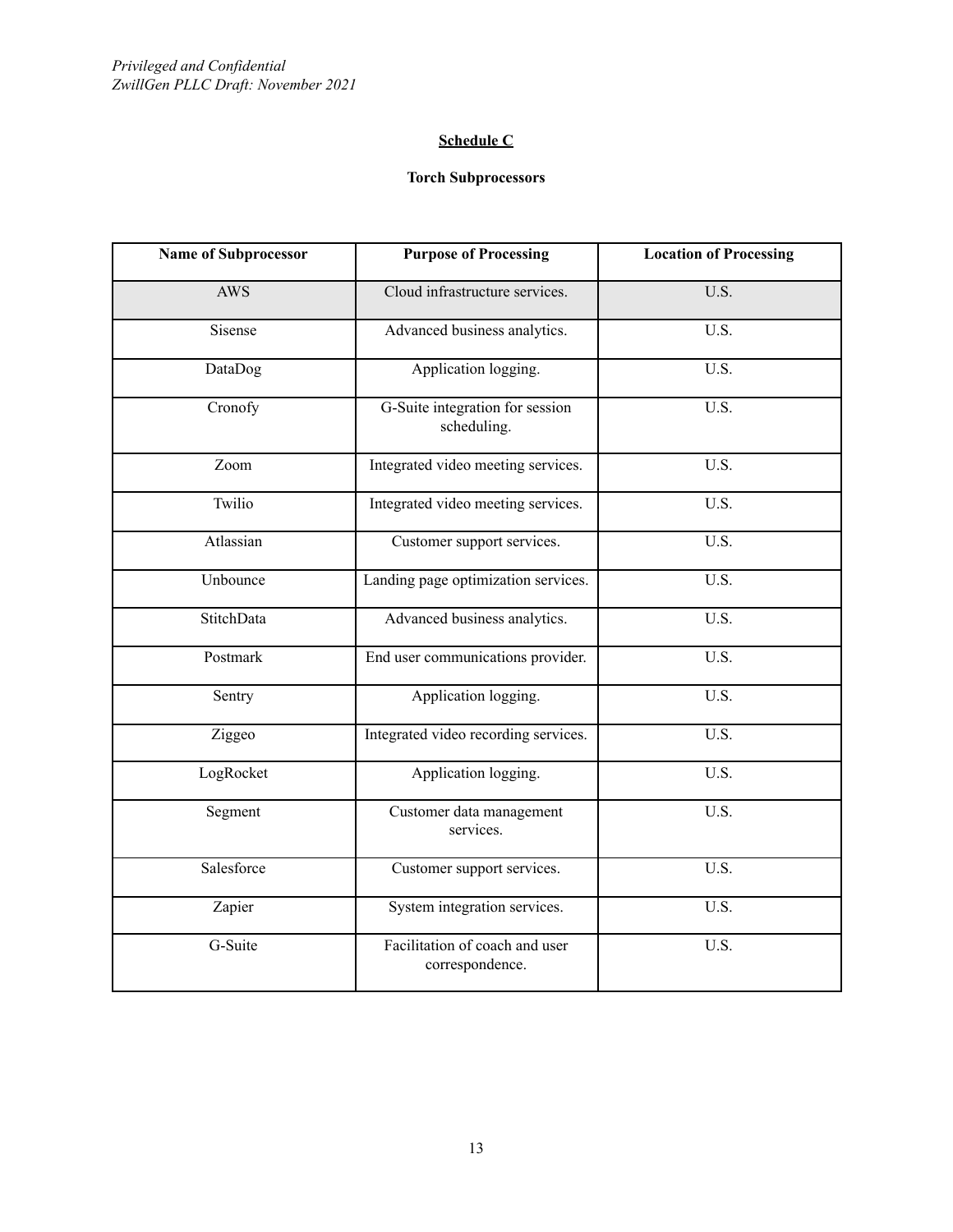*Privileged and Confidential*
*ZwillGen PLLC Draft: November 2021*

## Schedule C

### Torch Subprocessors

| Name of Subprocessor | Purpose of Processing | Location of Processing |
| --- | --- | --- |
| AWS | Cloud infrastructure services. | U.S. |
| Sisense | Advanced business analytics. | U.S. |
| DataDog | Application logging. | U.S. |
| Cronofy | G-Suite integration for session scheduling. | U.S. |
| Zoom | Integrated video meeting services. | U.S. |
| Twilio | Integrated video meeting services. | U.S. |
| Atlassian | Customer support services. | U.S. |
| Unbounce | Landing page optimization services. | U.S. |
| StitchData | Advanced business analytics. | U.S. |
| Postmark | End user communications provider. | U.S. |
| Sentry | Application logging. | U.S. |
| Ziggeo | Integrated video recording services. | U.S. |
| LogRocket | Application logging. | U.S. |
| Segment | Customer data management services. | U.S. |
| Salesforce | Customer support services. | U.S. |
| Zapier | System integration services. | U.S. |
| G-Suite | Facilitation of coach and user correspondence. | U.S. |